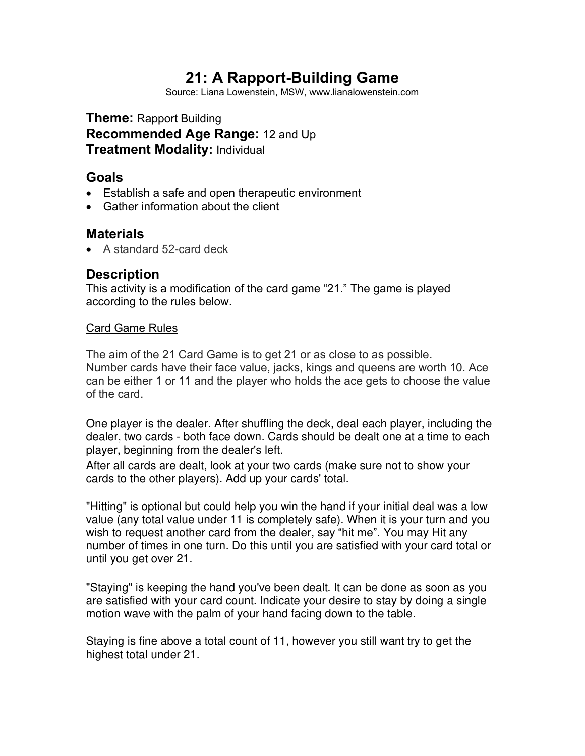# 21: A Rapport-Building Game

Source: Liana Lowenstein, MSW, www.lianalowenstein.com

**Theme:** Rapport Building
**Recommended Age Range:** 12 and Up
**Treatment Modality:** Individual

## Goals

- Establish a safe and open therapeutic environment
- Gather information about the client

## Materials

- A standard 52-card deck

## Description

This activity is a modification of the card game "21." The game is played according to the rules below.

Card Game Rules

The aim of the 21 Card Game is to get 21 or as close to as possible. Number cards have their face value, jacks, kings and queens are worth 10. Ace can be either 1 or 11 and the player who holds the ace gets to choose the value of the card.

One player is the dealer. After shuffling the deck, deal each player, including the dealer, two cards - both face down. Cards should be dealt one at a time to each player, beginning from the dealer's left.
After all cards are dealt, look at your two cards (make sure not to show your cards to the other players). Add up your cards' total.

"Hitting" is optional but could help you win the hand if your initial deal was a low value (any total value under 11 is completely safe). When it is your turn and you wish to request another card from the dealer, say "hit me". You may Hit any number of times in one turn. Do this until you are satisfied with your card total or until you get over 21.

"Staying" is keeping the hand you've been dealt. It can be done as soon as you are satisfied with your card count. Indicate your desire to stay by doing a single motion wave with the palm of your hand facing down to the table.

Staying is fine above a total count of 11, however you still want try to get the highest total under 21.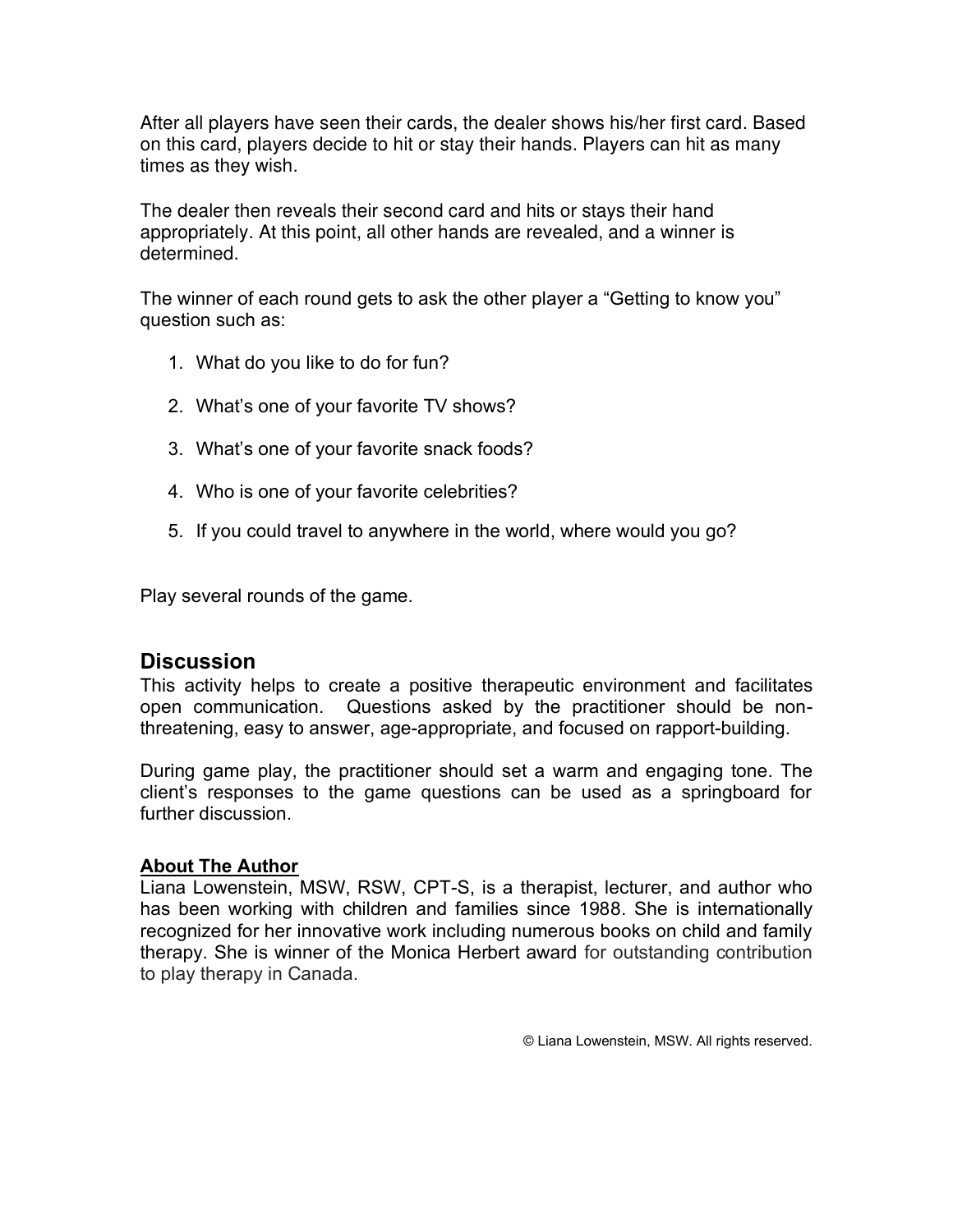After all players have seen their cards, the dealer shows his/her first card. Based on this card, players decide to hit or stay their hands. Players can hit as many times as they wish.

The dealer then reveals their second card and hits or stays their hand appropriately. At this point, all other hands are revealed, and a winner is determined.

The winner of each round gets to ask the other player a "Getting to know you" question such as:

1. What do you like to do for fun?
2. What's one of your favorite TV shows?
3. What's one of your favorite snack foods?
4. Who is one of your favorite celebrities?
5. If you could travel to anywhere in the world, where would you go?

Play several rounds of the game.

## Discussion

This activity helps to create a positive therapeutic environment and facilitates open communication. Questions asked by the practitioner should be non-threatening, easy to answer, age-appropriate, and focused on rapport-building.

During game play, the practitioner should set a warm and engaging tone. The client's responses to the game questions can be used as a springboard for further discussion.

**About The Author**

Liana Lowenstein, MSW, RSW, CPT-S, is a therapist, lecturer, and author who has been working with children and families since 1988. She is internationally recognized for her innovative work including numerous books on child and family therapy. She is winner of the Monica Herbert award for outstanding contribution to play therapy in Canada.

© Liana Lowenstein, MSW. All rights reserved.